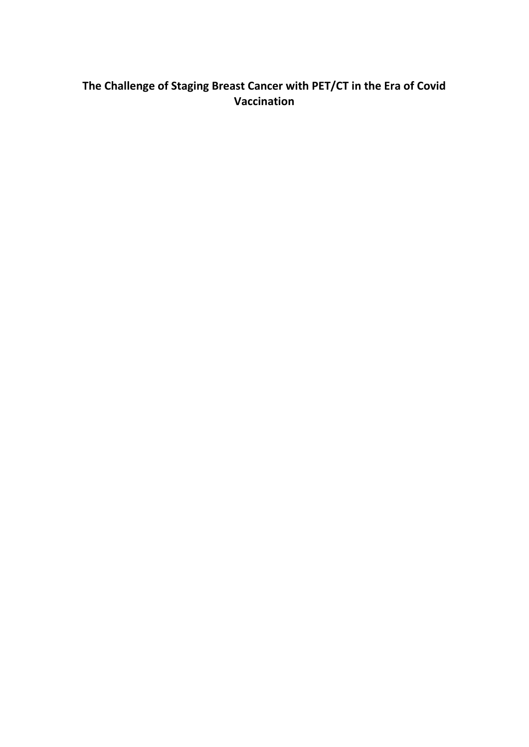# The Challenge of Staging Breast Cancer with PET/CT in the Era of Covid Vaccination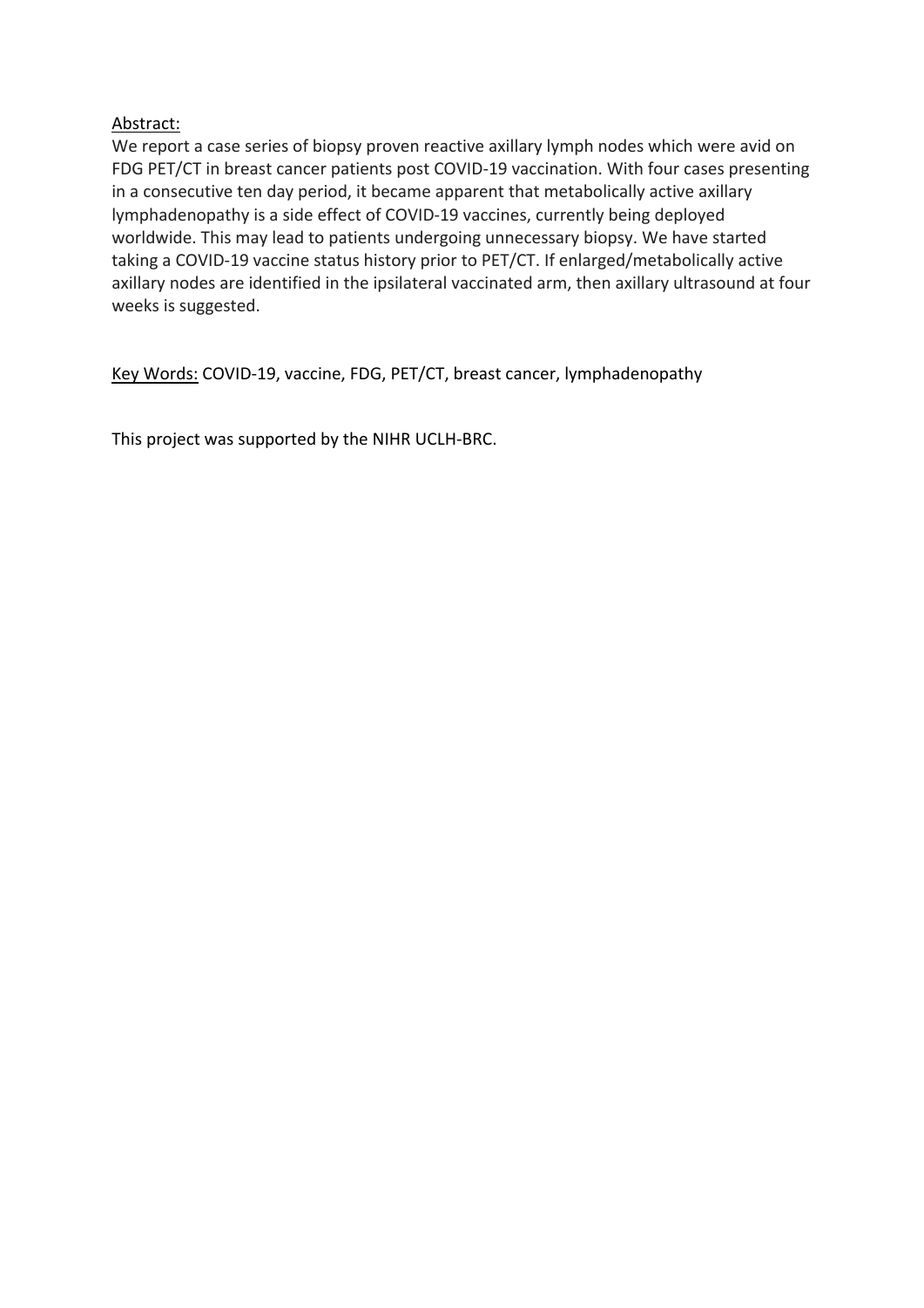Abstract:

We report a case series of biopsy proven reactive axillary lymph nodes which were avid on FDG PET/CT in breast cancer patients post COVID-19 vaccination. With four cases presenting in a consecutive ten day period, it became apparent that metabolically active axillary lymphadenopathy is a side effect of COVID-19 vaccines, currently being deployed worldwide. This may lead to patients undergoing unnecessary biopsy. We have started taking a COVID-19 vaccine status history prior to PET/CT. If enlarged/metabolically active axillary nodes are identified in the ipsilateral vaccinated arm, then axillary ultrasound at four weeks is suggested.

Key Words: COVID-19, vaccine, FDG, PET/CT, breast cancer, lymphadenopathy

This project was supported by the NIHR UCLH-BRC.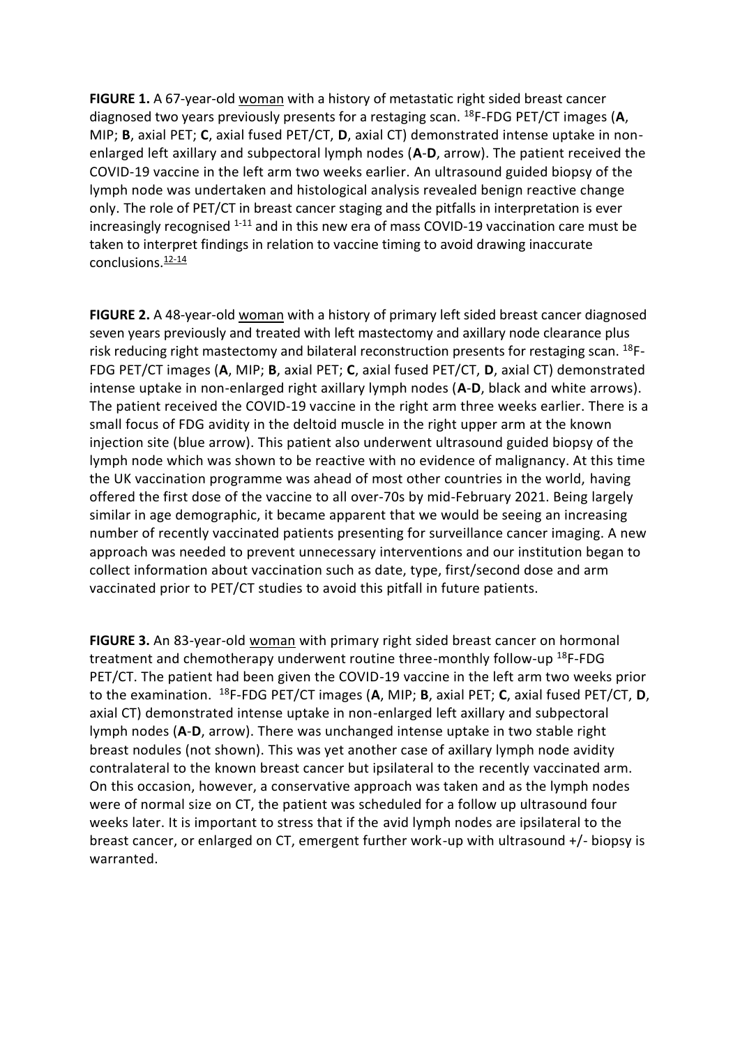**FIGURE 1.** A 67-year-old woman with a history of metastatic right sided breast cancer diagnosed two years previously presents for a restaging scan. $^{18}$F-FDG PET/CT images (**A**, MIP; **B**, axial PET; **C**, axial fused PET/CT, **D**, axial CT) demonstrated intense uptake in non-enlarged left axillary and subpectoral lymph nodes (**A**-**D**, arrow). The patient received the COVID-19 vaccine in the left arm two weeks earlier. An ultrasound guided biopsy of the lymph node was undertaken and histological analysis revealed benign reactive change only. The role of PET/CT in breast cancer staging and the pitfalls in interpretation is ever increasingly recognised [1-11] and in this new era of mass COVID-19 vaccination care must be taken to interpret findings in relation to vaccine timing to avoid drawing inaccurate conclusions.[12-14]

**FIGURE 2.** A 48-year-old woman with a history of primary left sided breast cancer diagnosed seven years previously and treated with left mastectomy and axillary node clearance plus risk reducing right mastectomy and bilateral reconstruction presents for restaging scan. $^{18}$F-FDG PET/CT images (**A**, MIP; **B**, axial PET; **C**, axial fused PET/CT, **D**, axial CT) demonstrated intense uptake in non-enlarged right axillary lymph nodes (**A**-**D**, black and white arrows). The patient received the COVID-19 vaccine in the right arm three weeks earlier. There is a small focus of FDG avidity in the deltoid muscle in the right upper arm at the known injection site (blue arrow). This patient also underwent ultrasound guided biopsy of the lymph node which was shown to be reactive with no evidence of malignancy. At this time the UK vaccination programme was ahead of most other countries in the world, having offered the first dose of the vaccine to all over-70s by mid-February 2021. Being largely similar in age demographic, it became apparent that we would be seeing an increasing number of recently vaccinated patients presenting for surveillance cancer imaging. A new approach was needed to prevent unnecessary interventions and our institution began to collect information about vaccination such as date, type, first/second dose and arm vaccinated prior to PET/CT studies to avoid this pitfall in future patients.

**FIGURE 3.** An 83-year-old woman with primary right sided breast cancer on hormonal treatment and chemotherapy underwent routine three-monthly follow-up $^{18}$F-FDG PET/CT. The patient had been given the COVID-19 vaccine in the left arm two weeks prior to the examination. $^{18}$F-FDG PET/CT images (**A**, MIP; **B**, axial PET; **C**, axial fused PET/CT, **D**, axial CT) demonstrated intense uptake in non-enlarged left axillary and subpectoral lymph nodes (**A**-**D**, arrow). There was unchanged intense uptake in two stable right breast nodules (not shown). This was yet another case of axillary lymph node avidity contralateral to the known breast cancer but ipsilateral to the recently vaccinated arm. On this occasion, however, a conservative approach was taken and as the lymph nodes were of normal size on CT, the patient was scheduled for a follow up ultrasound four weeks later. It is important to stress that if the avid lymph nodes are ipsilateral to the breast cancer, or enlarged on CT, emergent further work-up with ultrasound +/- biopsy is warranted.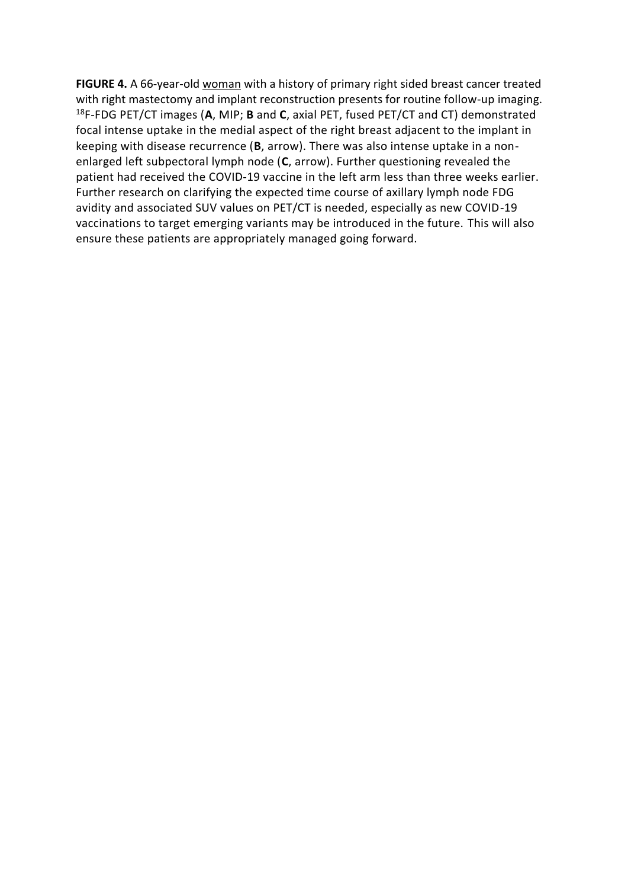**FIGURE 4.** A 66-year-old woman with a history of primary right sided breast cancer treated with right mastectomy and implant reconstruction presents for routine follow-up imaging. $^{18}$F-FDG PET/CT images (**A**, MIP; **B** and **C**, axial PET, fused PET/CT and CT) demonstrated focal intense uptake in the medial aspect of the right breast adjacent to the implant in keeping with disease recurrence (**B**, arrow). There was also intense uptake in a non-enlarged left subpectoral lymph node (**C**, arrow). Further questioning revealed the patient had received the COVID-19 vaccine in the left arm less than three weeks earlier. Further research on clarifying the expected time course of axillary lymph node FDG avidity and associated SUV values on PET/CT is needed, especially as new COVID-19 vaccinations to target emerging variants may be introduced in the future. This will also ensure these patients are appropriately managed going forward.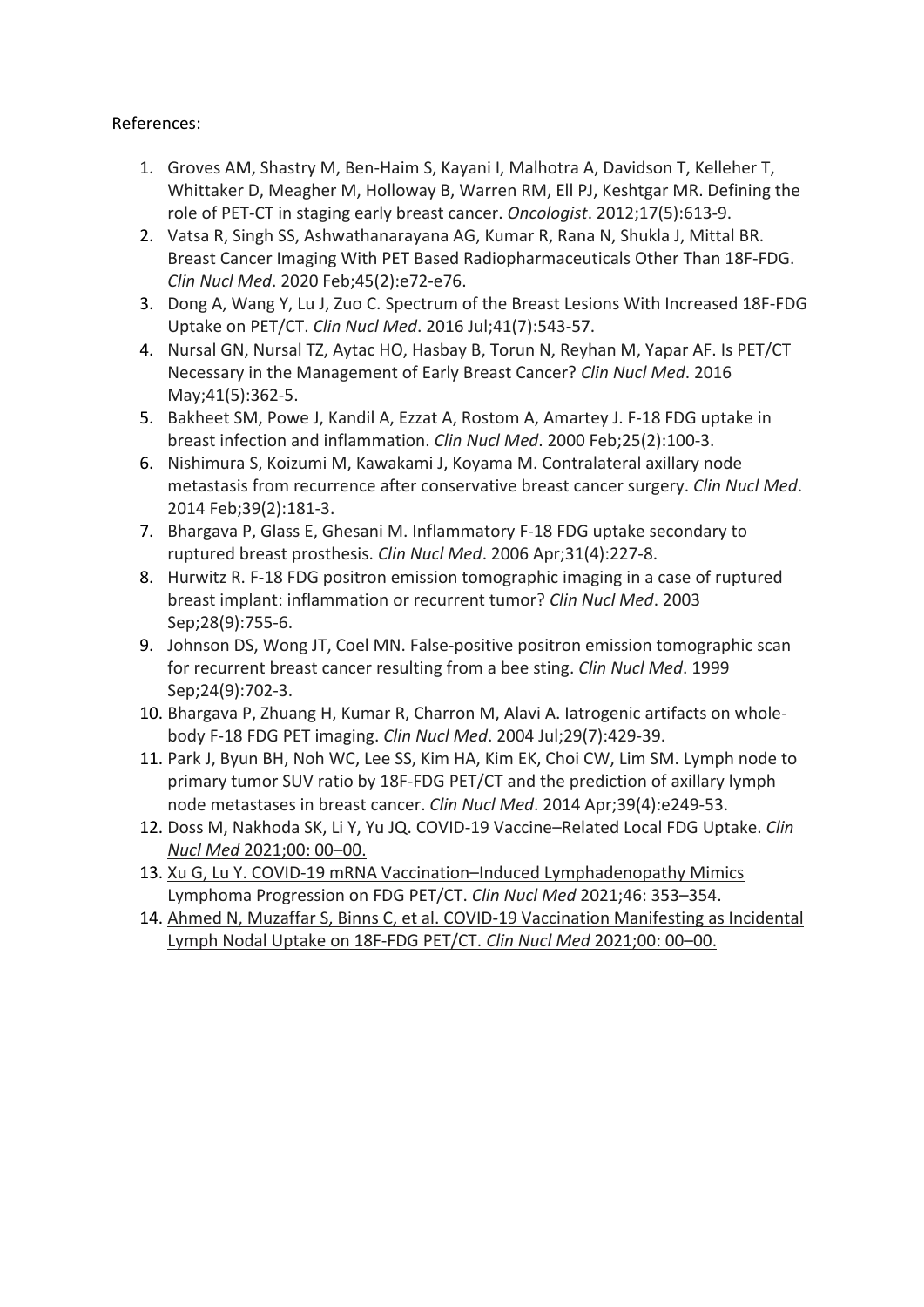References:

1. Groves AM, Shastry M, Ben-Haim S, Kayani I, Malhotra A, Davidson T, Kelleher T, Whittaker D, Meagher M, Holloway B, Warren RM, Ell PJ, Keshtgar MR. Defining the role of PET-CT in staging early breast cancer. *Oncologist*. 2012;17(5):613-9.
2. Vatsa R, Singh SS, Ashwathanarayana AG, Kumar R, Rana N, Shukla J, Mittal BR. Breast Cancer Imaging With PET Based Radiopharmaceuticals Other Than 18F-FDG. *Clin Nucl Med*. 2020 Feb;45(2):e72-e76.
3. Dong A, Wang Y, Lu J, Zuo C. Spectrum of the Breast Lesions With Increased 18F-FDG Uptake on PET/CT. *Clin Nucl Med*. 2016 Jul;41(7):543-57.
4. Nursal GN, Nursal TZ, Aytac HO, Hasbay B, Torun N, Reyhan M, Yapar AF. Is PET/CT Necessary in the Management of Early Breast Cancer? *Clin Nucl Med*. 2016 May;41(5):362-5.
5. Bakheet SM, Powe J, Kandil A, Ezzat A, Rostom A, Amartey J. F-18 FDG uptake in breast infection and inflammation. *Clin Nucl Med*. 2000 Feb;25(2):100-3.
6. Nishimura S, Koizumi M, Kawakami J, Koyama M. Contralateral axillary node metastasis from recurrence after conservative breast cancer surgery. *Clin Nucl Med*. 2014 Feb;39(2):181-3.
7. Bhargava P, Glass E, Ghesani M. Inflammatory F-18 FDG uptake secondary to ruptured breast prosthesis. *Clin Nucl Med*. 2006 Apr;31(4):227-8.
8. Hurwitz R. F-18 FDG positron emission tomographic imaging in a case of ruptured breast implant: inflammation or recurrent tumor? *Clin Nucl Med*. 2003 Sep;28(9):755-6.
9. Johnson DS, Wong JT, Coel MN. False-positive positron emission tomographic scan for recurrent breast cancer resulting from a bee sting. *Clin Nucl Med*. 1999 Sep;24(9):702-3.
10. Bhargava P, Zhuang H, Kumar R, Charron M, Alavi A. Iatrogenic artifacts on whole-body F-18 FDG PET imaging. *Clin Nucl Med*. 2004 Jul;29(7):429-39.
11. Park J, Byun BH, Noh WC, Lee SS, Kim HA, Kim EK, Choi CW, Lim SM. Lymph node to primary tumor SUV ratio by 18F-FDG PET/CT and the prediction of axillary lymph node metastases in breast cancer. *Clin Nucl Med*. 2014 Apr;39(4):e249-53.
12. Doss M, Nakhoda SK, Li Y, Yu JQ. COVID-19 Vaccine–Related Local FDG Uptake. *Clin Nucl Med* 2021;00: 00–00.
13. Xu G, Lu Y. COVID-19 mRNA Vaccination–Induced Lymphadenopathy Mimics Lymphoma Progression on FDG PET/CT. *Clin Nucl Med* 2021;46: 353–354.
14. Ahmed N, Muzaffar S, Binns C, et al. COVID-19 Vaccination Manifesting as Incidental Lymph Nodal Uptake on 18F-FDG PET/CT. *Clin Nucl Med* 2021;00: 00–00.